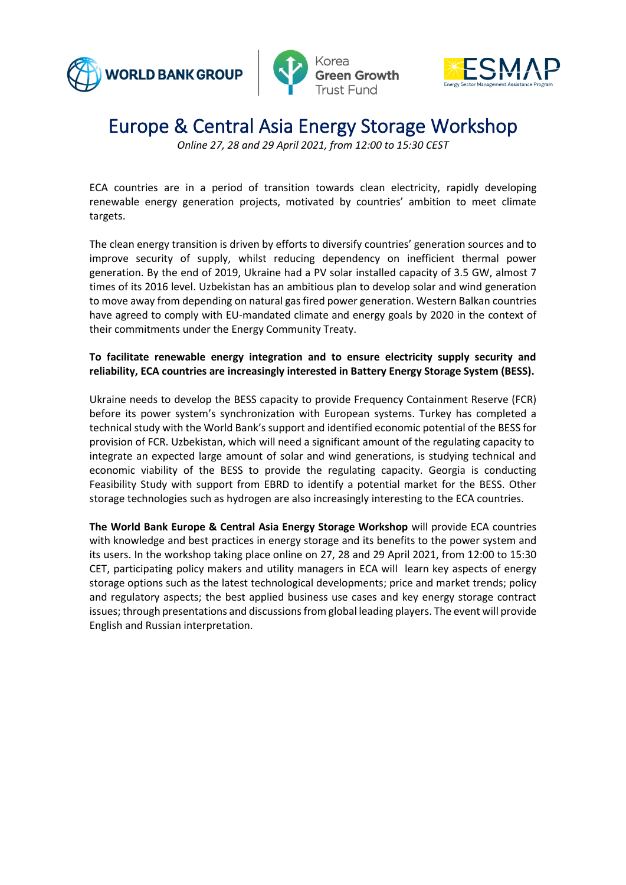# Europe & Central Asia Energy Storage Workshop

*Online 27, 28 and 29 April 2021, from 12:00 to 15:30 CEST*

ECA countries are in a period of transition towards clean electricity, rapidly developing renewable energy generation projects, motivated by countries' ambition to meet climate targets.

The clean energy transition is driven by efforts to diversify countries' generation sources and to improve security of supply, whilst reducing dependency on inefficient thermal power generation. By the end of 2019, Ukraine had a PV solar installed capacity of 3.5 GW, almost 7 times of its 2016 level. Uzbekistan has an ambitious plan to develop solar and wind generation to move away from depending on natural gas fired power generation. Western Balkan countries have agreed to comply with EU-mandated climate and energy goals by 2020 in the context of their commitments under the Energy Community Treaty.

**To facilitate renewable energy integration and to ensure electricity supply security and reliability, ECA countries are increasingly interested in Battery Energy Storage System (BESS).**

Ukraine needs to develop the BESS capacity to provide Frequency Containment Reserve (FCR) before its power system's synchronization with European systems. Turkey has completed a technical study with the World Bank's support and identified economic potential of the BESS for provision of FCR. Uzbekistan, which will need a significant amount of the regulating capacity to integrate an expected large amount of solar and wind generations, is studying technical and economic viability of the BESS to provide the regulating capacity. Georgia is conducting Feasibility Study with support from EBRD to identify a potential market for the BESS. Other storage technologies such as hydrogen are also increasingly interesting to the ECA countries.

**The World Bank Europe & Central Asia Energy Storage Workshop** will provide ECA countries with knowledge and best practices in energy storage and its benefits to the power system and its users. In the workshop taking place online on 27, 28 and 29 April 2021, from 12:00 to 15:30 CET, participating policy makers and utility managers in ECA will learn key aspects of energy storage options such as the latest technological developments; price and market trends; policy and regulatory aspects; the best applied business use cases and key energy storage contract issues; through presentations and discussions from global leading players. The event will provide English and Russian interpretation.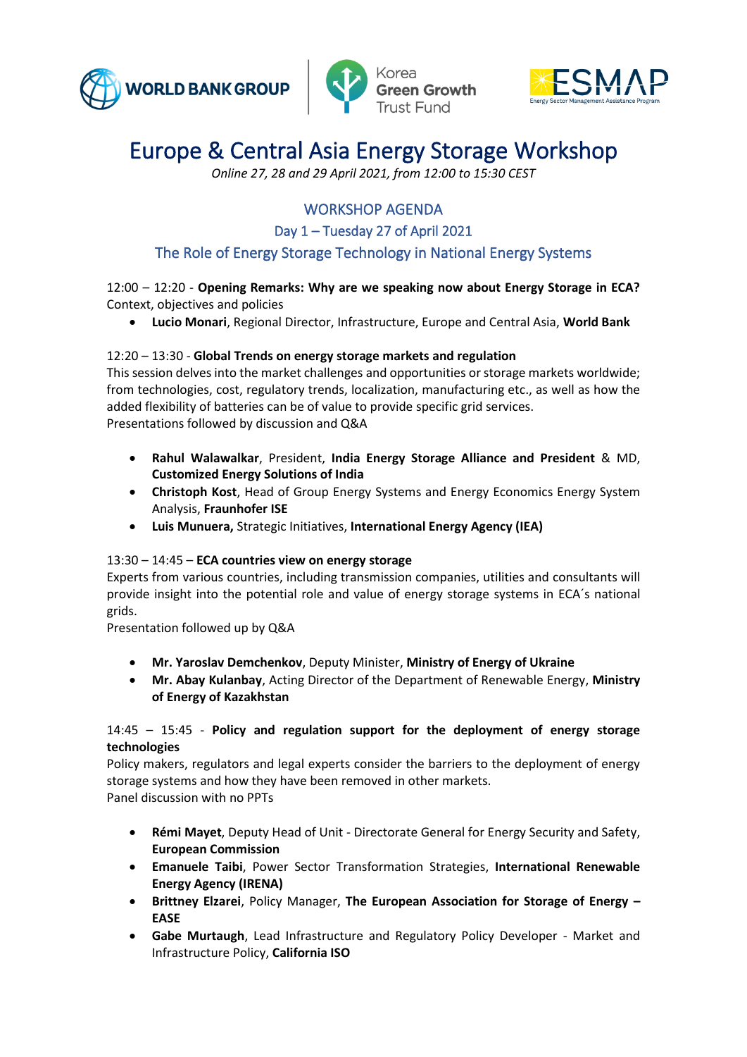# Europe & Central Asia Energy Storage Workshop

*Online 27, 28 and 29 April 2021, from 12:00 to 15:30 CEST*

## WORKSHOP AGENDA

### Day 1 – Tuesday 27 of April 2021

### The Role of Energy Storage Technology in National Energy Systems

12:00 – 12:20 - **Opening Remarks: Why are we speaking now about Energy Storage in ECA?**
Context, objectives and policies

- **Lucio Monari**, Regional Director, Infrastructure, Europe and Central Asia, **World Bank**

12:20 – 13:30 - **Global Trends on energy storage markets and regulation**
This session delves into the market challenges and opportunities or storage markets worldwide; from technologies, cost, regulatory trends, localization, manufacturing etc., as well as how the added flexibility of batteries can be of value to provide specific grid services.
Presentations followed by discussion and Q&A

- **Rahul Walawalkar**, President, **India Energy Storage Alliance and President** & MD, **Customized Energy Solutions of India**
- **Christoph Kost**, Head of Group Energy Systems and Energy Economics Energy System Analysis, **Fraunhofer ISE**
- **Luis Munuera,** Strategic Initiatives, **International Energy Agency (IEA)**

13:30 – 14:45 – **ECA countries view on energy storage**
Experts from various countries, including transmission companies, utilities and consultants will provide insight into the potential role and value of energy storage systems in ECA´s national grids.
Presentation followed up by Q&A

- **Mr. Yaroslav Demchenkov**, Deputy Minister, **Ministry of Energy of Ukraine**
- **Mr. Abay Kulanbay**, Acting Director of the Department of Renewable Energy, **Ministry of Energy of Kazakhstan**

14:45 – 15:45 - **Policy and regulation support for the deployment of energy storage technologies**
Policy makers, regulators and legal experts consider the barriers to the deployment of energy storage systems and how they have been removed in other markets.
Panel discussion with no PPTs

- **Rémi Mayet**, Deputy Head of Unit - Directorate General for Energy Security and Safety, **European Commission**
- **Emanuele Taibi**, Power Sector Transformation Strategies, **International Renewable Energy Agency (IRENA)**
- **Brittney Elzarei**, Policy Manager, **The European Association for Storage of Energy – EASE**
- **Gabe Murtaugh**, Lead Infrastructure and Regulatory Policy Developer - Market and Infrastructure Policy, **California ISO**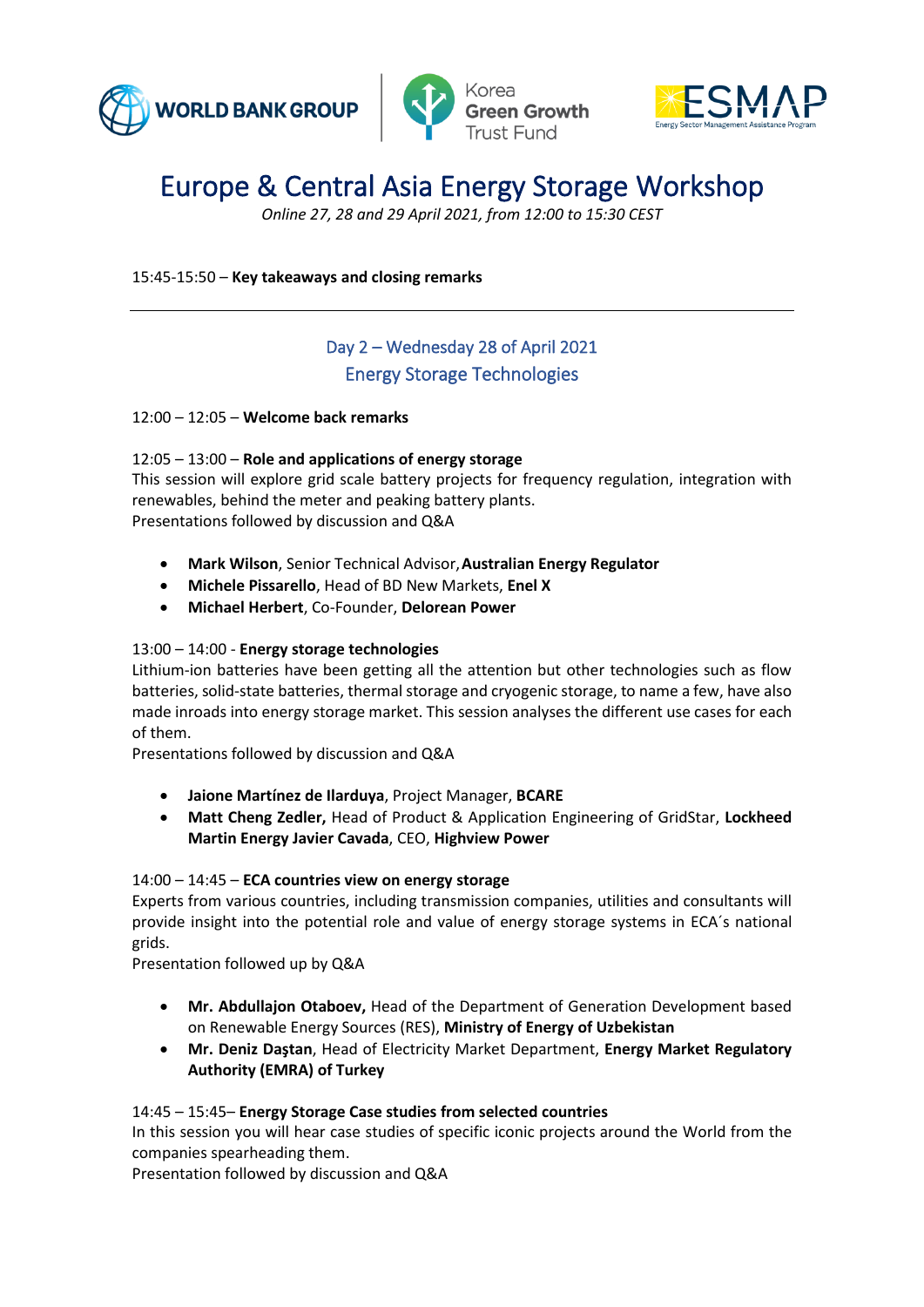# Europe & Central Asia Energy Storage Workshop

*Online 27, 28 and 29 April 2021, from 12:00 to 15:30 CEST*

15:45-15:50 – **Key takeaways and closing remarks**

---

## Day 2 – Wednesday 28 of April 2021
## Energy Storage Technologies

12:00 – 12:05 – **Welcome back remarks**

12:05 – 13:00 – **Role and applications of energy storage**
This session will explore grid scale battery projects for frequency regulation, integration with renewables, behind the meter and peaking battery plants.
Presentations followed by discussion and Q&A

- **Mark Wilson**, Senior Technical Advisor, **Australian Energy Regulator**
- **Michele Pissarello**, Head of BD New Markets, **Enel X**
- **Michael Herbert**, Co-Founder, **Delorean Power**

13:00 – 14:00 - **Energy storage technologies**
Lithium-ion batteries have been getting all the attention but other technologies such as flow batteries, solid-state batteries, thermal storage and cryogenic storage, to name a few, have also made inroads into energy storage market. This session analyses the different use cases for each of them.
Presentations followed by discussion and Q&A

- **Jaione Martínez de Ilarduya**, Project Manager, **BCARE**
- **Matt Cheng Zedler,** Head of Product & Application Engineering of GridStar, **Lockheed Martin Energy Javier Cavada**, CEO, **Highview Power**

14:00 – 14:45 – **ECA countries view on energy storage**
Experts from various countries, including transmission companies, utilities and consultants will provide insight into the potential role and value of energy storage systems in ECA´s national grids.
Presentation followed up by Q&A

- **Mr. Abdullajon Otaboev,** Head of the Department of Generation Development based on Renewable Energy Sources (RES), **Ministry of Energy of Uzbekistan**
- **Mr. Deniz Daştan**, Head of Electricity Market Department, **Energy Market Regulatory Authority (EMRA) of Turkey**

14:45 – 15:45– **Energy Storage Case studies from selected countries**
In this session you will hear case studies of specific iconic projects around the World from the companies spearheading them.
Presentation followed by discussion and Q&A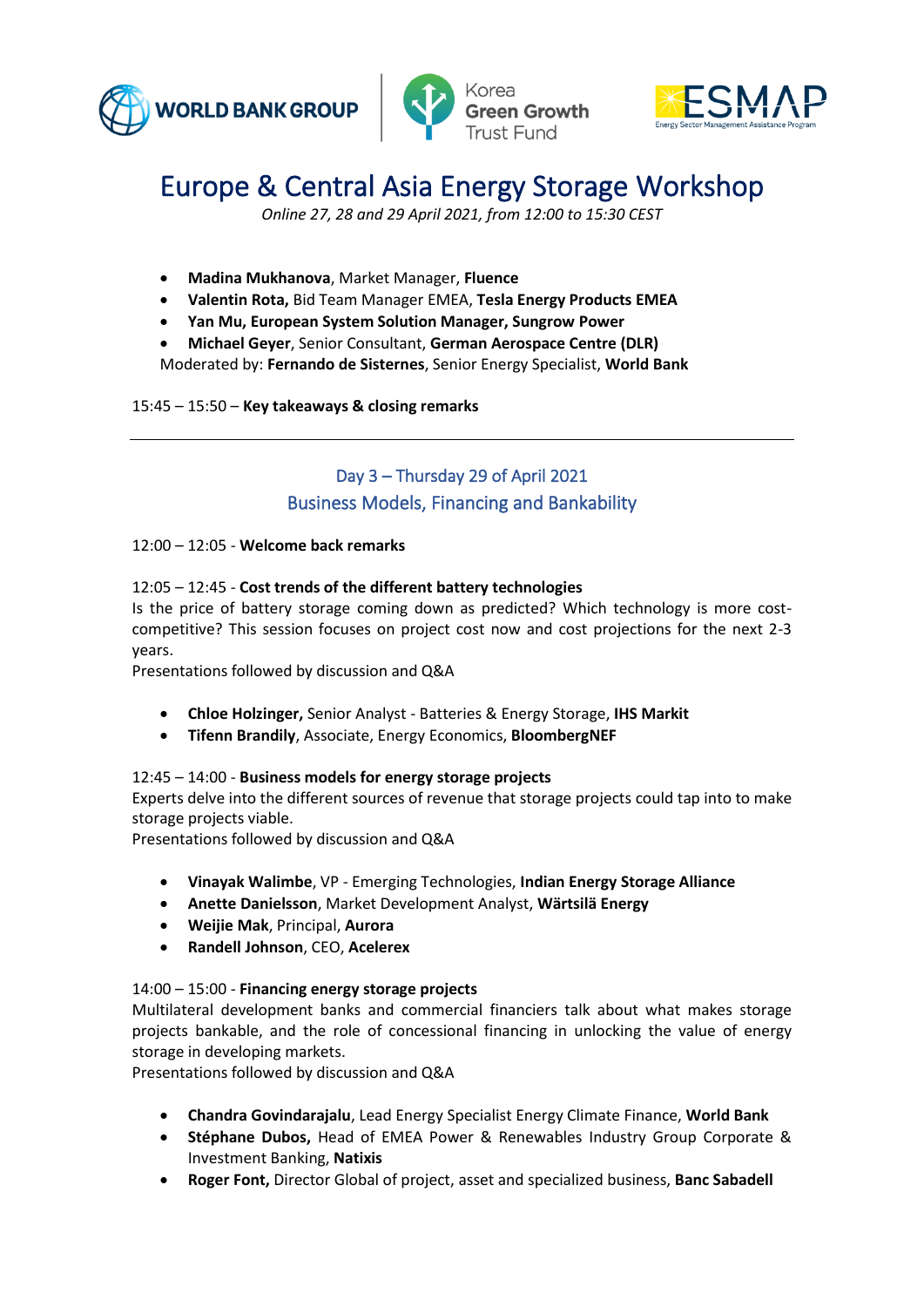# Europe & Central Asia Energy Storage Workshop

*Online 27, 28 and 29 April 2021, from 12:00 to 15:30 CEST*

- **Madina Mukhanova**, Market Manager, **Fluence**
- **Valentin Rota,** Bid Team Manager EMEA, **Tesla Energy Products EMEA**
- **Yan Mu, European System Solution Manager, Sungrow Power**
- **Michael Geyer**, Senior Consultant, **German Aerospace Centre (DLR)**

Moderated by: **Fernando de Sisternes**, Senior Energy Specialist, **World Bank**

15:45 – 15:50 – **Key takeaways & closing remarks**

---

## Day 3 – Thursday 29 of April 2021

## Business Models, Financing and Bankability

12:00 – 12:05 - **Welcome back remarks**

12:05 – 12:45 - **Cost trends of the different battery technologies**

Is the price of battery storage coming down as predicted? Which technology is more cost-competitive? This session focuses on project cost now and cost projections for the next 2-3 years.

Presentations followed by discussion and Q&A

- **Chloe Holzinger,** Senior Analyst - Batteries & Energy Storage, **IHS Markit**
- **Tifenn Brandily**, Associate, Energy Economics, **BloombergNEF**

12:45 – 14:00 - **Business models for energy storage projects**

Experts delve into the different sources of revenue that storage projects could tap into to make storage projects viable.

Presentations followed by discussion and Q&A

- **Vinayak Walimbe**, VP - Emerging Technologies, **Indian Energy Storage Alliance**
- **Anette Danielsson**, Market Development Analyst, **Wärtsilä Energy**
- **Weijie Mak**, Principal, **Aurora**
- **Randell Johnson**, CEO, **Acelerex**

14:00 – 15:00 - **Financing energy storage projects**

Multilateral development banks and commercial financiers talk about what makes storage projects bankable, and the role of concessional financing in unlocking the value of energy storage in developing markets.

Presentations followed by discussion and Q&A

- **Chandra Govindarajalu**, Lead Energy Specialist Energy Climate Finance, **World Bank**
- **Stéphane Dubos,** Head of EMEA Power & Renewables Industry Group Corporate & Investment Banking, **Natixis**
- **Roger Font,** Director Global of project, asset and specialized business, **Banc Sabadell**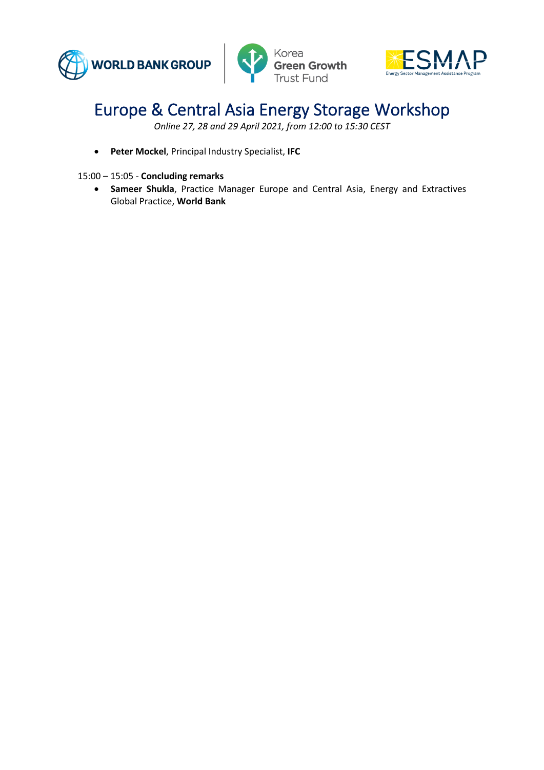# Europe & Central Asia Energy Storage Workshop

*Online 27, 28 and 29 April 2021, from 12:00 to 15:30 CEST*

- **Peter Mockel**, Principal Industry Specialist, **IFC**

15:00 – 15:05 - **Concluding remarks**

- **Sameer Shukla**, Practice Manager Europe and Central Asia, Energy and Extractives Global Practice, **World Bank**